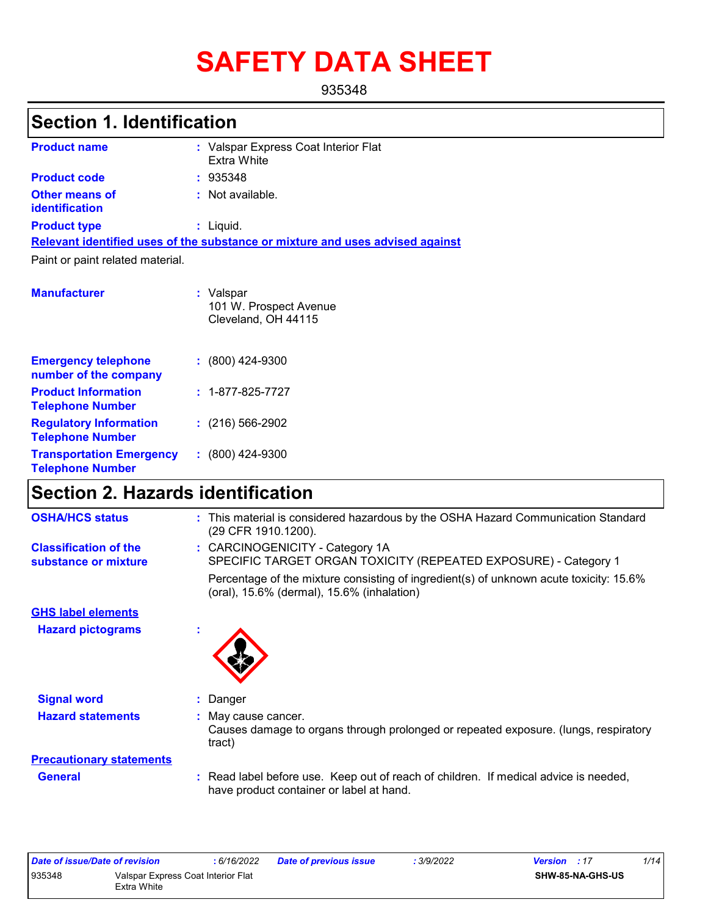# SAFETY DATA SHEET

935348

## Section 1. Identification

| | | |
|---|---|---|
| **Product name** | : | Valspar Express Coat Interior Flat Extra White |
| **Product code** | : | 935348 |
| **Other means of identification** | : | Not available. |
| **Product type** | : | Liquid. |

**Relevant identified uses of the substance or mixture and uses advised against**

Paint or paint related material.

| | | |
|---|---|---|
| **Manufacturer** | : | Valspar<br>101 W. Prospect Avenue<br>Cleveland, OH 44115 |
| **Emergency telephone number of the company** | : | (800) 424-9300 |
| **Product Information Telephone Number** | : | 1-877-825-7727 |
| **Regulatory Information Telephone Number** | : | (216) 566-2902 |
| **Transportation Emergency Telephone Number** | : | (800) 424-9300 |

## Section 2. Hazards identification

| | | |
|---|---|---|
| **OSHA/HCS status** | : | This material is considered hazardous by the OSHA Hazard Communication Standard (29 CFR 1910.1200). |
| **Classification of the substance or mixture** | : | CARCINOGENICITY - Category 1A<br>SPECIFIC TARGET ORGAN TOXICITY (REPEATED EXPOSURE) - Category 1<br><br>Percentage of the mixture consisting of ingredient(s) of unknown acute toxicity: 15.6% (oral), 15.6% (dermal), 15.6% (inhalation) |

**GHS label elements**

| | | |
|---|---|---|
| **Hazard pictograms** | : | |
| **Signal word** | : | Danger |
| **Hazard statements** | : | May cause cancer.<br>Causes damage to organs through prolonged or repeated exposure. (lungs, respiratory tract) |

**Precautionary statements**

| | | |
|---|---|---|
| **General** | : | Read label before use. Keep out of reach of children. If medical advice is needed, have product container or label at hand. |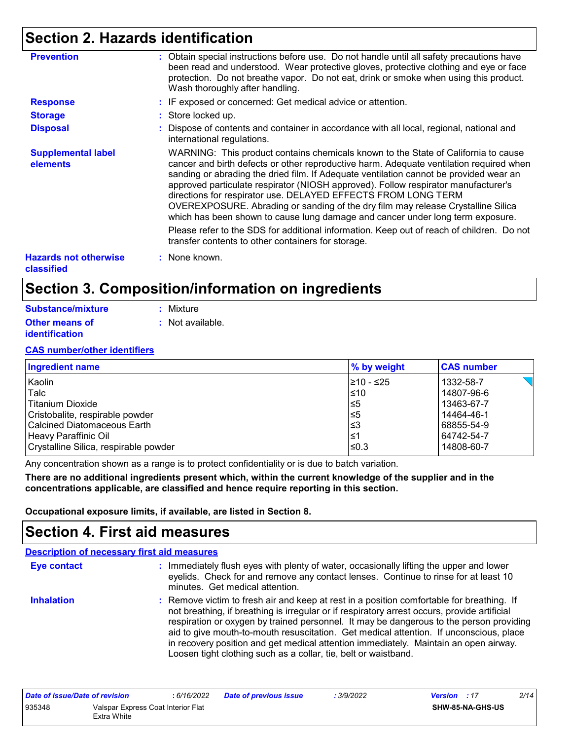## Section 2. Hazards identification

**Prevention** : Obtain special instructions before use. Do not handle until all safety precautions have been read and understood. Wear protective gloves, protective clothing and eye or face protection. Do not breathe vapor. Do not eat, drink or smoke when using this product. Wash thoroughly after handling.

**Response** : IF exposed or concerned: Get medical advice or attention.

**Storage** : Store locked up.

**Disposal** : Dispose of contents and container in accordance with all local, regional, national and international regulations.

**Supplemental label elements**

WARNING: This product contains chemicals known to the State of California to cause cancer and birth defects or other reproductive harm. Adequate ventilation required when sanding or abrading the dried film. If Adequate ventilation cannot be provided wear an approved particulate respirator (NIOSH approved). Follow respirator manufacturer's directions for respirator use. DELAYED EFFECTS FROM LONG TERM OVEREXPOSURE. Abrading or sanding of the dry film may release Crystalline Silica which has been shown to cause lung damage and cancer under long term exposure.

Please refer to the SDS for additional information. Keep out of reach of children. Do not transfer contents to other containers for storage.

**Hazards not otherwise classified** : None known.

## Section 3. Composition/information on ingredients

**Substance/mixture** : Mixture

**Other means of identification** : Not available.

**CAS number/other identifiers**

| Ingredient name | % by weight | CAS number |
|---|---|---|
| Kaolin | ≥10 - ≤25 | 1332-58-7 |
| Talc | ≤10 | 14807-96-6 |
| Titanium Dioxide | ≤5 | 13463-67-7 |
| Cristobalite, respirable powder | ≤5 | 14464-46-1 |
| Calcined Diatomaceous Earth | ≤3 | 68855-54-9 |
| Heavy Paraffinic Oil | ≤1 | 64742-54-7 |
| Crystalline Silica, respirable powder | ≤0.3 | 14808-60-7 |

Any concentration shown as a range is to protect confidentiality or is due to batch variation.

**There are no additional ingredients present which, within the current knowledge of the supplier and in the concentrations applicable, are classified and hence require reporting in this section.**

**Occupational exposure limits, if available, are listed in Section 8.**

## Section 4. First aid measures

**Description of necessary first aid measures**

**Eye contact** : Immediately flush eyes with plenty of water, occasionally lifting the upper and lower eyelids. Check for and remove any contact lenses. Continue to rinse for at least 10 minutes. Get medical attention.

**Inhalation** : Remove victim to fresh air and keep at rest in a position comfortable for breathing. If not breathing, if breathing is irregular or if respiratory arrest occurs, provide artificial respiration or oxygen by trained personnel. It may be dangerous to the person providing aid to give mouth-to-mouth resuscitation. Get medical attention. If unconscious, place in recovery position and get medical attention immediately. Maintain an open airway. Loosen tight clothing such as a collar, tie, belt or waistband.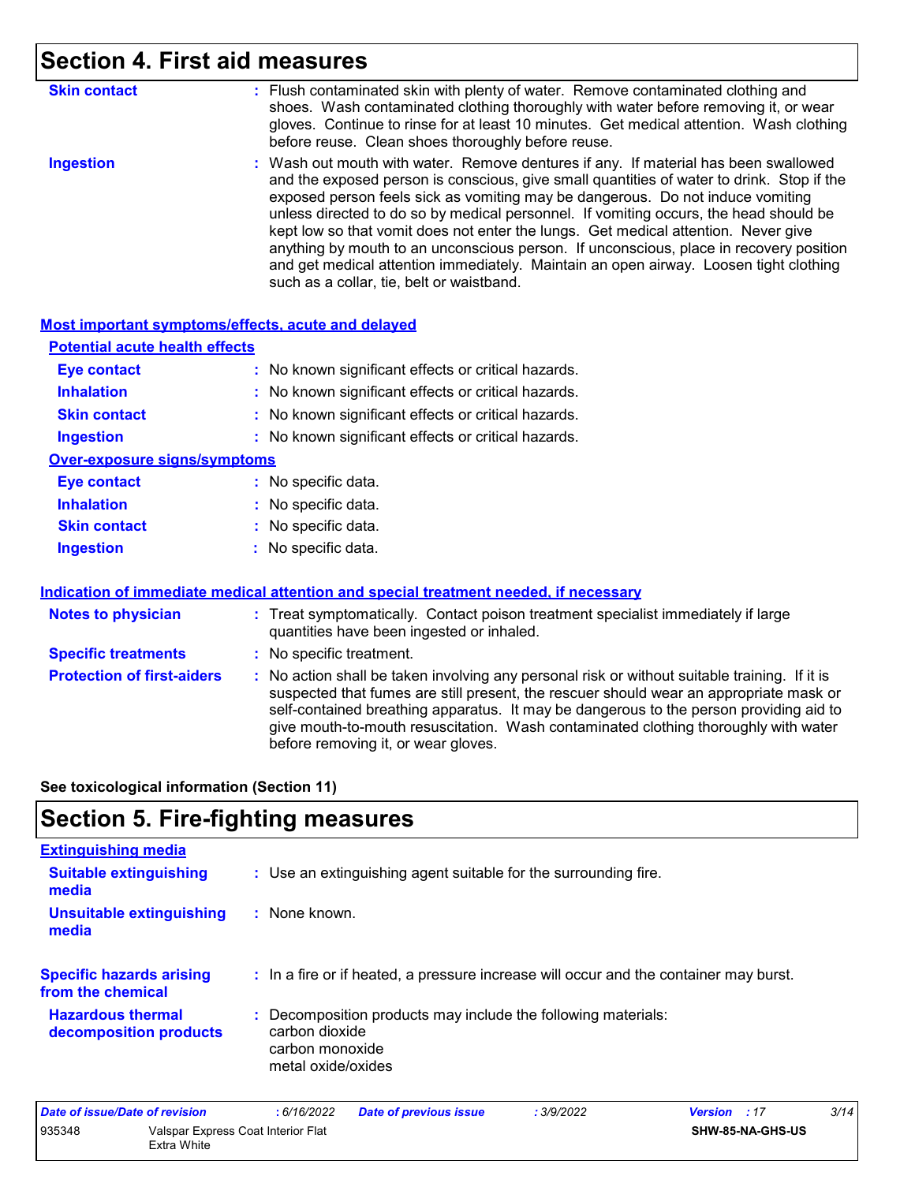# Section 4. First aid measures

**Skin contact** : Flush contaminated skin with plenty of water. Remove contaminated clothing and shoes. Wash contaminated clothing thoroughly with water before removing it, or wear gloves. Continue to rinse for at least 10 minutes. Get medical attention. Wash clothing before reuse. Clean shoes thoroughly before reuse.

**Ingestion** : Wash out mouth with water. Remove dentures if any. If material has been swallowed and the exposed person is conscious, give small quantities of water to drink. Stop if the exposed person feels sick as vomiting may be dangerous. Do not induce vomiting unless directed to do so by medical personnel. If vomiting occurs, the head should be kept low so that vomit does not enter the lungs. Get medical attention. Never give anything by mouth to an unconscious person. If unconscious, place in recovery position and get medical attention immediately. Maintain an open airway. Loosen tight clothing such as a collar, tie, belt or waistband.

## Most important symptoms/effects, acute and delayed

### Potential acute health effects

**Eye contact** : No known significant effects or critical hazards.

**Inhalation** : No known significant effects or critical hazards.

**Skin contact** : No known significant effects or critical hazards.

**Ingestion** : No known significant effects or critical hazards.

### Over-exposure signs/symptoms

**Eye contact** : No specific data.

**Inhalation** : No specific data.

**Skin contact** : No specific data.

**Ingestion** : No specific data.

## Indication of immediate medical attention and special treatment needed, if necessary

**Notes to physician** : Treat symptomatically. Contact poison treatment specialist immediately if large quantities have been ingested or inhaled.

**Specific treatments** : No specific treatment.

**Protection of first-aiders** : No action shall be taken involving any personal risk or without suitable training. If it is suspected that fumes are still present, the rescuer should wear an appropriate mask or self-contained breathing apparatus. It may be dangerous to the person providing aid to give mouth-to-mouth resuscitation. Wash contaminated clothing thoroughly with water before removing it, or wear gloves.

**See toxicological information (Section 11)**

# Section 5. Fire-fighting measures

## Extinguishing media

**Suitable extinguishing media** : Use an extinguishing agent suitable for the surrounding fire.

**Unsuitable extinguishing media** : None known.

**Specific hazards arising from the chemical** : In a fire or if heated, a pressure increase will occur and the container may burst.

**Hazardous thermal decomposition products** : Decomposition products may include the following materials:
carbon dioxide
carbon monoxide
metal oxide/oxides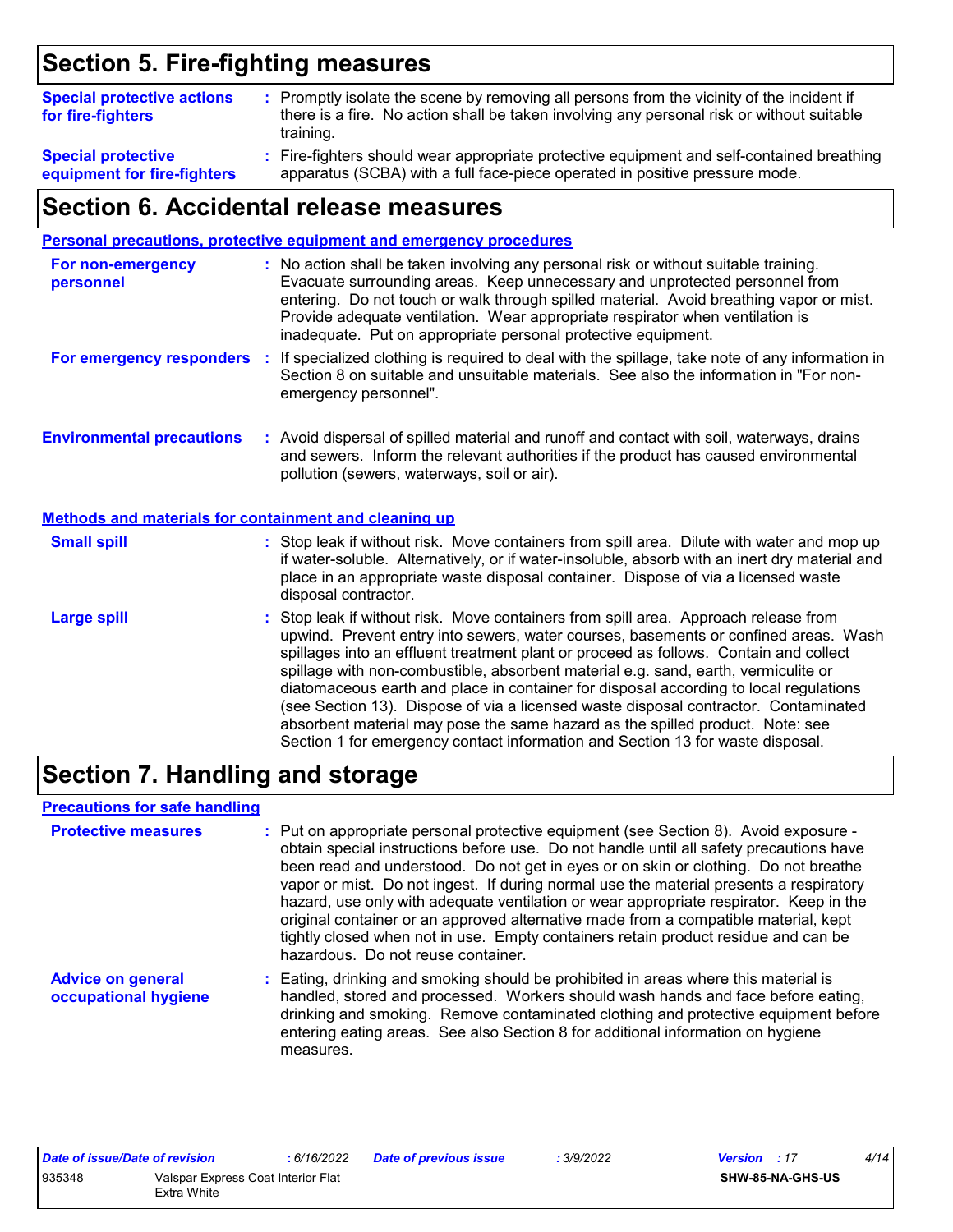## Section 5. Fire-fighting measures

**Special protective actions for fire-fighters** : Promptly isolate the scene by removing all persons from the vicinity of the incident if there is a fire. No action shall be taken involving any personal risk or without suitable training.

**Special protective equipment for fire-fighters** : Fire-fighters should wear appropriate protective equipment and self-contained breathing apparatus (SCBA) with a full face-piece operated in positive pressure mode.

## Section 6. Accidental release measures

### Personal precautions, protective equipment and emergency procedures

**For non-emergency personnel** : No action shall be taken involving any personal risk or without suitable training. Evacuate surrounding areas. Keep unnecessary and unprotected personnel from entering. Do not touch or walk through spilled material. Avoid breathing vapor or mist. Provide adequate ventilation. Wear appropriate respirator when ventilation is inadequate. Put on appropriate personal protective equipment.

**For emergency responders** : If specialized clothing is required to deal with the spillage, take note of any information in Section 8 on suitable and unsuitable materials. See also the information in "For non-emergency personnel".

**Environmental precautions** : Avoid dispersal of spilled material and runoff and contact with soil, waterways, drains and sewers. Inform the relevant authorities if the product has caused environmental pollution (sewers, waterways, soil or air).

### Methods and materials for containment and cleaning up

**Small spill** : Stop leak if without risk. Move containers from spill area. Dilute with water and mop up if water-soluble. Alternatively, or if water-insoluble, absorb with an inert dry material and place in an appropriate waste disposal container. Dispose of via a licensed waste disposal contractor.

**Large spill** : Stop leak if without risk. Move containers from spill area. Approach release from upwind. Prevent entry into sewers, water courses, basements or confined areas. Wash spillages into an effluent treatment plant or proceed as follows. Contain and collect spillage with non-combustible, absorbent material e.g. sand, earth, vermiculite or diatomaceous earth and place in container for disposal according to local regulations (see Section 13). Dispose of via a licensed waste disposal contractor. Contaminated absorbent material may pose the same hazard as the spilled product. Note: see Section 1 for emergency contact information and Section 13 for waste disposal.

## Section 7. Handling and storage

### Precautions for safe handling

**Protective measures** : Put on appropriate personal protective equipment (see Section 8). Avoid exposure - obtain special instructions before use. Do not handle until all safety precautions have been read and understood. Do not get in eyes or on skin or clothing. Do not breathe vapor or mist. Do not ingest. If during normal use the material presents a respiratory hazard, use only with adequate ventilation or wear appropriate respirator. Keep in the original container or an approved alternative made from a compatible material, kept tightly closed when not in use. Empty containers retain product residue and can be hazardous. Do not reuse container.

**Advice on general occupational hygiene** : Eating, drinking and smoking should be prohibited in areas where this material is handled, stored and processed. Workers should wash hands and face before eating, drinking and smoking. Remove contaminated clothing and protective equipment before entering eating areas. See also Section 8 for additional information on hygiene measures.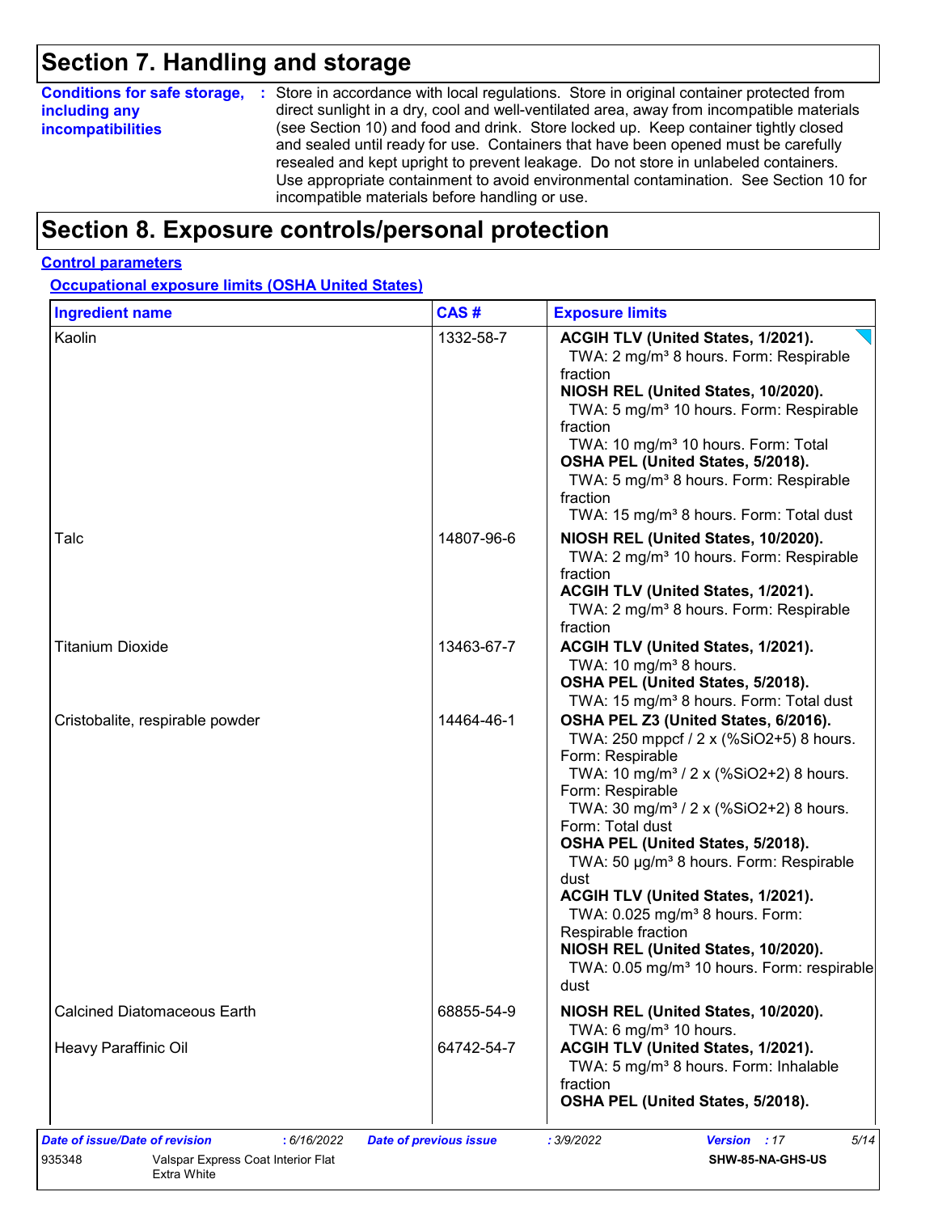# Section 7. Handling and storage

**Conditions for safe storage, including any incompatibilities** : Store in accordance with local regulations. Store in original container protected from direct sunlight in a dry, cool and well-ventilated area, away from incompatible materials (see Section 10) and food and drink. Store locked up. Keep container tightly closed and sealed until ready for use. Containers that have been opened must be carefully resealed and kept upright to prevent leakage. Do not store in unlabeled containers. Use appropriate containment to avoid environmental contamination. See Section 10 for incompatible materials before handling or use.

# Section 8. Exposure controls/personal protection

**Control parameters**

**Occupational exposure limits (OSHA United States)**

| Ingredient name | CAS # | Exposure limits |
|---|---|---|
| Kaolin | 1332-58-7 | **ACGIH TLV (United States, 1/2021).**<br>TWA: 2 mg/m³ 8 hours. Form: Respirable fraction<br>**NIOSH REL (United States, 10/2020).**<br>TWA: 5 mg/m³ 10 hours. Form: Respirable fraction<br>TWA: 10 mg/m³ 10 hours. Form: Total<br>**OSHA PEL (United States, 5/2018).**<br>TWA: 5 mg/m³ 8 hours. Form: Respirable fraction<br>TWA: 15 mg/m³ 8 hours. Form: Total dust |
| Talc | 14807-96-6 | **NIOSH REL (United States, 10/2020).**<br>TWA: 2 mg/m³ 10 hours. Form: Respirable fraction<br>**ACGIH TLV (United States, 1/2021).**<br>TWA: 2 mg/m³ 8 hours. Form: Respirable fraction |
| Titanium Dioxide | 13463-67-7 | **ACGIH TLV (United States, 1/2021).**<br>TWA: 10 mg/m³ 8 hours.<br>**OSHA PEL (United States, 5/2018).**<br>TWA: 15 mg/m³ 8 hours. Form: Total dust |
| Cristobalite, respirable powder | 14464-46-1 | **OSHA PEL Z3 (United States, 6/2016).**<br>TWA: 250 mppcf / 2 x (%SiO2+5) 8 hours. Form: Respirable<br>TWA: 10 mg/m³ / 2 x (%SiO2+2) 8 hours. Form: Respirable<br>TWA: 30 mg/m³ / 2 x (%SiO2+2) 8 hours. Form: Total dust<br>**OSHA PEL (United States, 5/2018).**<br>TWA: 50 µg/m³ 8 hours. Form: Respirable dust<br>**ACGIH TLV (United States, 1/2021).**<br>TWA: 0.025 mg/m³ 8 hours. Form: Respirable fraction<br>**NIOSH REL (United States, 10/2020).**<br>TWA: 0.05 mg/m³ 10 hours. Form: respirable dust |
| Calcined Diatomaceous Earth | 68855-54-9 | **NIOSH REL (United States, 10/2020).**<br>TWA: 6 mg/m³ 10 hours. |
| Heavy Paraffinic Oil | 64742-54-7 | **ACGIH TLV (United States, 1/2021).**<br>TWA: 5 mg/m³ 8 hours. Form: Inhalable fraction<br>**OSHA PEL (United States, 5/2018).** |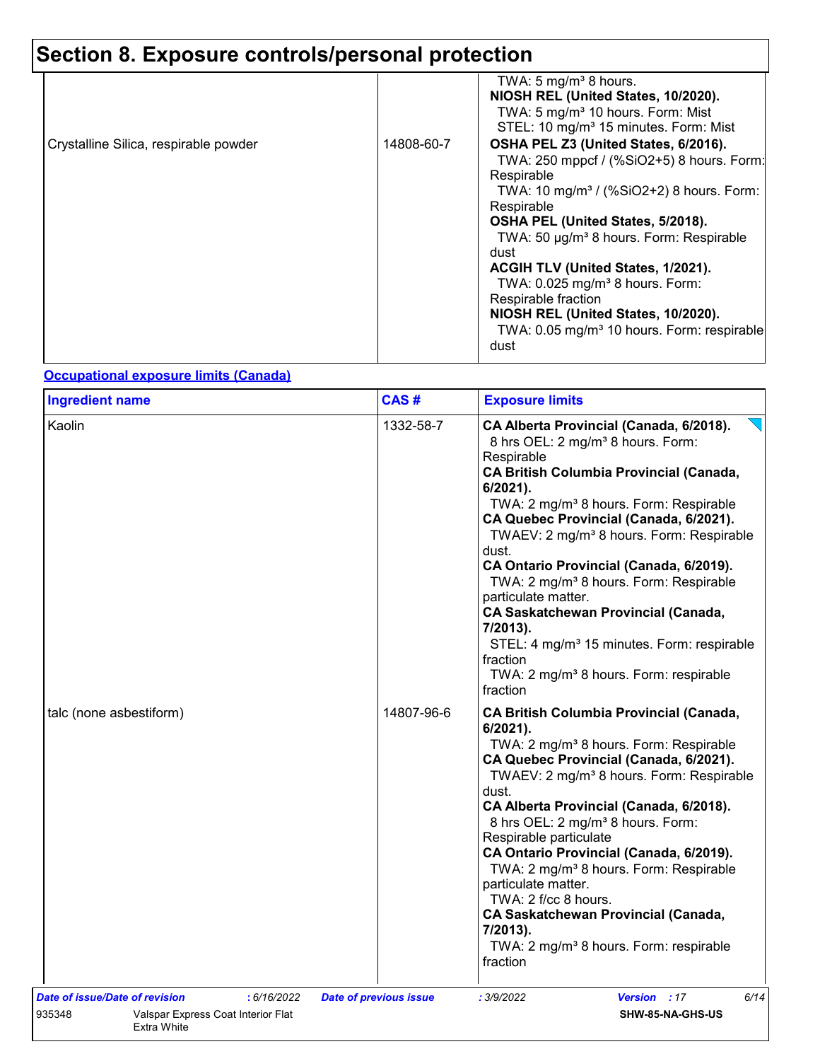# Section 8. Exposure controls/personal protection

| | | |
|---|---|---|
| Crystalline Silica, respirable powder | 14808-60-7 | TWA: 5 mg/m³ 8 hours.<br>**NIOSH REL (United States, 10/2020).**<br>TWA: 5 mg/m³ 10 hours. Form: Mist<br>STEL: 10 mg/m³ 15 minutes. Form: Mist<br>**OSHA PEL Z3 (United States, 6/2016).**<br>TWA: 250 mppcf / (%SiO2+5) 8 hours. Form: Respirable<br>TWA: 10 mg/m³ / (%SiO2+2) 8 hours. Form: Respirable<br>**OSHA PEL (United States, 5/2018).**<br>TWA: 50 µg/m³ 8 hours. Form: Respirable dust<br>**ACGIH TLV (United States, 1/2021).**<br>TWA: 0.025 mg/m³ 8 hours. Form: Respirable fraction<br>**NIOSH REL (United States, 10/2020).**<br>TWA: 0.05 mg/m³ 10 hours. Form: respirable dust |

**Occupational exposure limits (Canada)**

| Ingredient name | CAS # | Exposure limits |
|---|---|---|
| Kaolin | 1332-58-7 | **CA Alberta Provincial (Canada, 6/2018).**<br>8 hrs OEL: 2 mg/m³ 8 hours. Form: Respirable<br>**CA British Columbia Provincial (Canada, 6/2021).**<br>TWA: 2 mg/m³ 8 hours. Form: Respirable<br>**CA Quebec Provincial (Canada, 6/2021).**<br>TWAEV: 2 mg/m³ 8 hours. Form: Respirable dust.<br>**CA Ontario Provincial (Canada, 6/2019).**<br>TWA: 2 mg/m³ 8 hours. Form: Respirable particulate matter.<br>**CA Saskatchewan Provincial (Canada, 7/2013).**<br>STEL: 4 mg/m³ 15 minutes. Form: respirable fraction<br>TWA: 2 mg/m³ 8 hours. Form: respirable fraction |
| talc (none asbestiform) | 14807-96-6 | **CA British Columbia Provincial (Canada, 6/2021).**<br>TWA: 2 mg/m³ 8 hours. Form: Respirable<br>**CA Quebec Provincial (Canada, 6/2021).**<br>TWAEV: 2 mg/m³ 8 hours. Form: Respirable dust.<br>**CA Alberta Provincial (Canada, 6/2018).**<br>8 hrs OEL: 2 mg/m³ 8 hours. Form: Respirable particulate<br>**CA Ontario Provincial (Canada, 6/2019).**<br>TWA: 2 mg/m³ 8 hours. Form: Respirable particulate matter.<br>TWA: 2 f/cc 8 hours.<br>**CA Saskatchewan Provincial (Canada, 7/2013).**<br>TWA: 2 mg/m³ 8 hours. Form: respirable fraction |

*Date of issue/Date of revision* : 6/16/2022 *Date of previous issue* : 3/9/2022 *Version* : 17

935348 Valspar Express Coat Interior Flat Extra White SHW-85-NA-GHS-US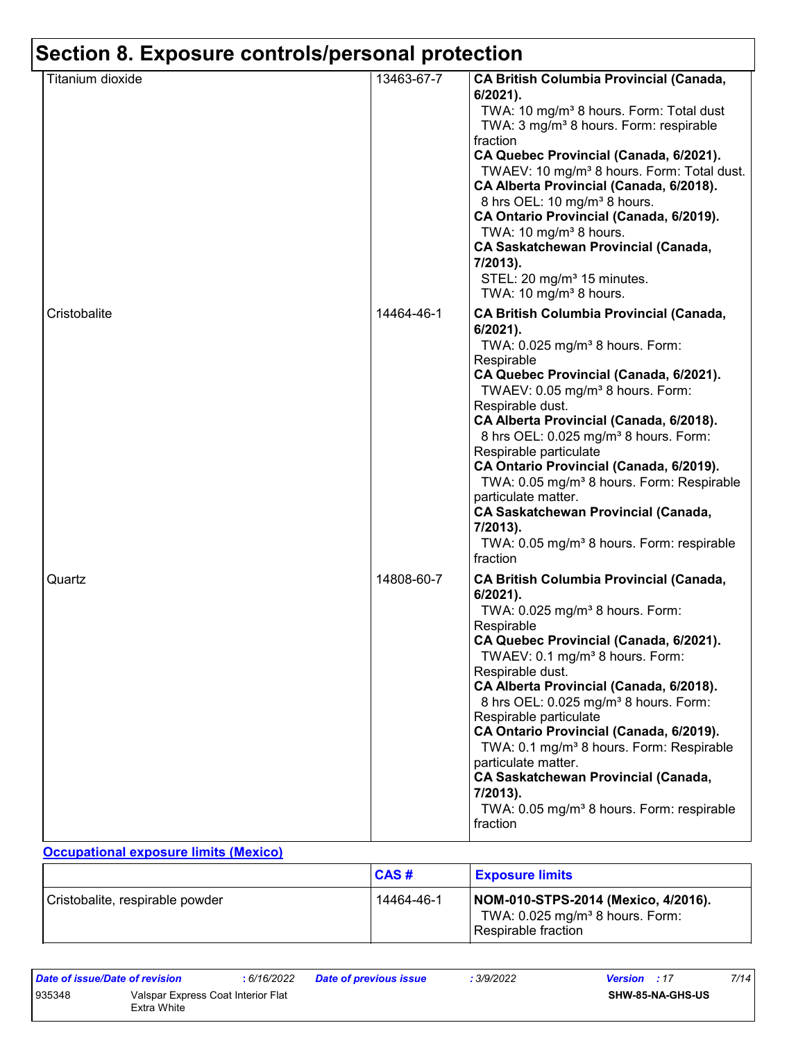# Section 8. Exposure controls/personal protection

| | | |
|---|---|---|
| Titanium dioxide | 13463-67-7 | **CA British Columbia Provincial (Canada, 6/2021).**<br>TWA: 10 mg/m³ 8 hours. Form: Total dust<br>TWA: 3 mg/m³ 8 hours. Form: respirable fraction<br>**CA Quebec Provincial (Canada, 6/2021).**<br>TWAEV: 10 mg/m³ 8 hours. Form: Total dust.<br>**CA Alberta Provincial (Canada, 6/2018).**<br>8 hrs OEL: 10 mg/m³ 8 hours.<br>**CA Ontario Provincial (Canada, 6/2019).**<br>TWA: 10 mg/m³ 8 hours.<br>**CA Saskatchewan Provincial (Canada, 7/2013).**<br>STEL: 20 mg/m³ 15 minutes.<br>TWA: 10 mg/m³ 8 hours. |
| Cristobalite | 14464-46-1 | **CA British Columbia Provincial (Canada, 6/2021).**<br>TWA: 0.025 mg/m³ 8 hours. Form: Respirable<br>**CA Quebec Provincial (Canada, 6/2021).**<br>TWAEV: 0.05 mg/m³ 8 hours. Form: Respirable dust.<br>**CA Alberta Provincial (Canada, 6/2018).**<br>8 hrs OEL: 0.025 mg/m³ 8 hours. Form: Respirable particulate<br>**CA Ontario Provincial (Canada, 6/2019).**<br>TWA: 0.05 mg/m³ 8 hours. Form: Respirable particulate matter.<br>**CA Saskatchewan Provincial (Canada, 7/2013).**<br>TWA: 0.05 mg/m³ 8 hours. Form: respirable fraction |
| Quartz | 14808-60-7 | **CA British Columbia Provincial (Canada, 6/2021).**<br>TWA: 0.025 mg/m³ 8 hours. Form: Respirable<br>**CA Quebec Provincial (Canada, 6/2021).**<br>TWAEV: 0.1 mg/m³ 8 hours. Form: Respirable dust.<br>**CA Alberta Provincial (Canada, 6/2018).**<br>8 hrs OEL: 0.025 mg/m³ 8 hours. Form: Respirable particulate<br>**CA Ontario Provincial (Canada, 6/2019).**<br>TWA: 0.1 mg/m³ 8 hours. Form: Respirable particulate matter.<br>**CA Saskatchewan Provincial (Canada, 7/2013).**<br>TWA: 0.05 mg/m³ 8 hours. Form: respirable fraction |

**Occupational exposure limits (Mexico)**

| | CAS # | Exposure limits |
|---|---|---|
| Cristobalite, respirable powder | 14464-46-1 | **NOM-010-STPS-2014 (Mexico, 4/2016).**<br>TWA: 0.025 mg/m³ 8 hours. Form: Respirable fraction |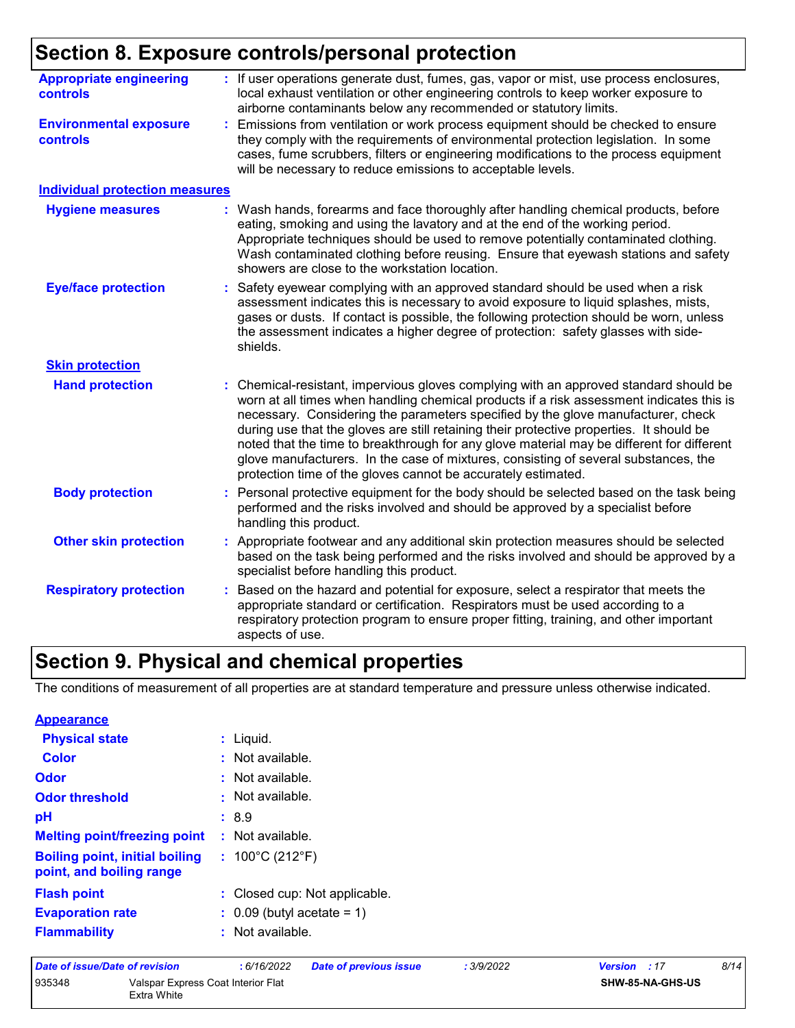## Section 8. Exposure controls/personal protection

**Appropriate engineering controls** : If user operations generate dust, fumes, gas, vapor or mist, use process enclosures, local exhaust ventilation or other engineering controls to keep worker exposure to airborne contaminants below any recommended or statutory limits.

**Environmental exposure controls** : Emissions from ventilation or work process equipment should be checked to ensure they comply with the requirements of environmental protection legislation. In some cases, fume scrubbers, filters or engineering modifications to the process equipment will be necessary to reduce emissions to acceptable levels.

### Individual protection measures

**Hygiene measures** : Wash hands, forearms and face thoroughly after handling chemical products, before eating, smoking and using the lavatory and at the end of the working period. Appropriate techniques should be used to remove potentially contaminated clothing. Wash contaminated clothing before reusing. Ensure that eyewash stations and safety showers are close to the workstation location.

**Eye/face protection** : Safety eyewear complying with an approved standard should be used when a risk assessment indicates this is necessary to avoid exposure to liquid splashes, mists, gases or dusts. If contact is possible, the following protection should be worn, unless the assessment indicates a higher degree of protection: safety glasses with side-shields.

#### Skin protection

**Hand protection** : Chemical-resistant, impervious gloves complying with an approved standard should be worn at all times when handling chemical products if a risk assessment indicates this is necessary. Considering the parameters specified by the glove manufacturer, check during use that the gloves are still retaining their protective properties. It should be noted that the time to breakthrough for any glove material may be different for different glove manufacturers. In the case of mixtures, consisting of several substances, the protection time of the gloves cannot be accurately estimated.

**Body protection** : Personal protective equipment for the body should be selected based on the task being performed and the risks involved and should be approved by a specialist before handling this product.

**Other skin protection** : Appropriate footwear and any additional skin protection measures should be selected based on the task being performed and the risks involved and should be approved by a specialist before handling this product.

**Respiratory protection** : Based on the hazard and potential for exposure, select a respirator that meets the appropriate standard or certification. Respirators must be used according to a respiratory protection program to ensure proper fitting, training, and other important aspects of use.

## Section 9. Physical and chemical properties

The conditions of measurement of all properties are at standard temperature and pressure unless otherwise indicated.

### Appearance

**Physical state** : Liquid.

**Color** : Not available.

**Odor** : Not available.

**Odor threshold** : Not available.

**pH** : 8.9

**Melting point/freezing point** : Not available.

**Boiling point, initial boiling point, and boiling range** : 100°C (212°F)

**Flash point** : Closed cup: Not applicable.

**Evaporation rate** : 0.09 (butyl acetate = 1)

**Flammability** : Not available.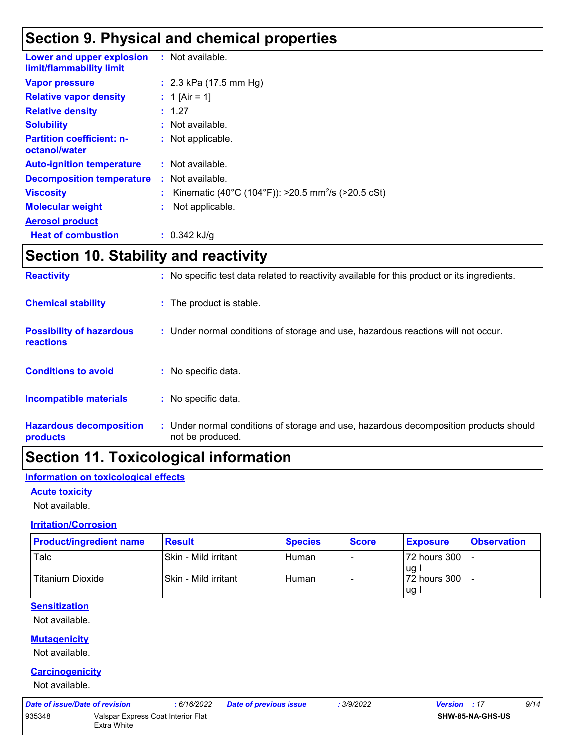## Section 9. Physical and chemical properties

**Lower and upper explosion limit/flammability limit** : Not available.

**Vapor pressure** : 2.3 kPa (17.5 mm Hg)

**Relative vapor density** : 1 [Air = 1]

**Relative density** : 1.27

**Solubility** : Not available.

**Partition coefficient: n-octanol/water** : Not applicable.

**Auto-ignition temperature** : Not available.

**Decomposition temperature** : Not available.

**Viscosity** : Kinematic (40°C (104°F)): >20.5 $mm^2/s$ (>20.5 cSt)

**Molecular weight** : Not applicable.

**Aerosol product**

**Heat of combustion** : 0.342 kJ/g

## Section 10. Stability and reactivity

**Reactivity** : No specific test data related to reactivity available for this product or its ingredients.

**Chemical stability** : The product is stable.

**Possibility of hazardous reactions** : Under normal conditions of storage and use, hazardous reactions will not occur.

**Conditions to avoid** : No specific data.

**Incompatible materials** : No specific data.

**Hazardous decomposition products** : Under normal conditions of storage and use, hazardous decomposition products should not be produced.

## Section 11. Toxicological information

### Information on toxicological effects

#### Acute toxicity

Not available.

#### Irritation/Corrosion

| Product/ingredient name | Result | Species | Score | Exposure | Observation |
|---|---|---|---|---|---|
| Talc | Skin - Mild irritant | Human | - | 72 hours 300 ug I | - |
| Titanium Dioxide | Skin - Mild irritant | Human | - | 72 hours 300 ug I | - |

#### Sensitization

Not available.

#### Mutagenicity

Not available.

#### Carcinogenicity

Not available.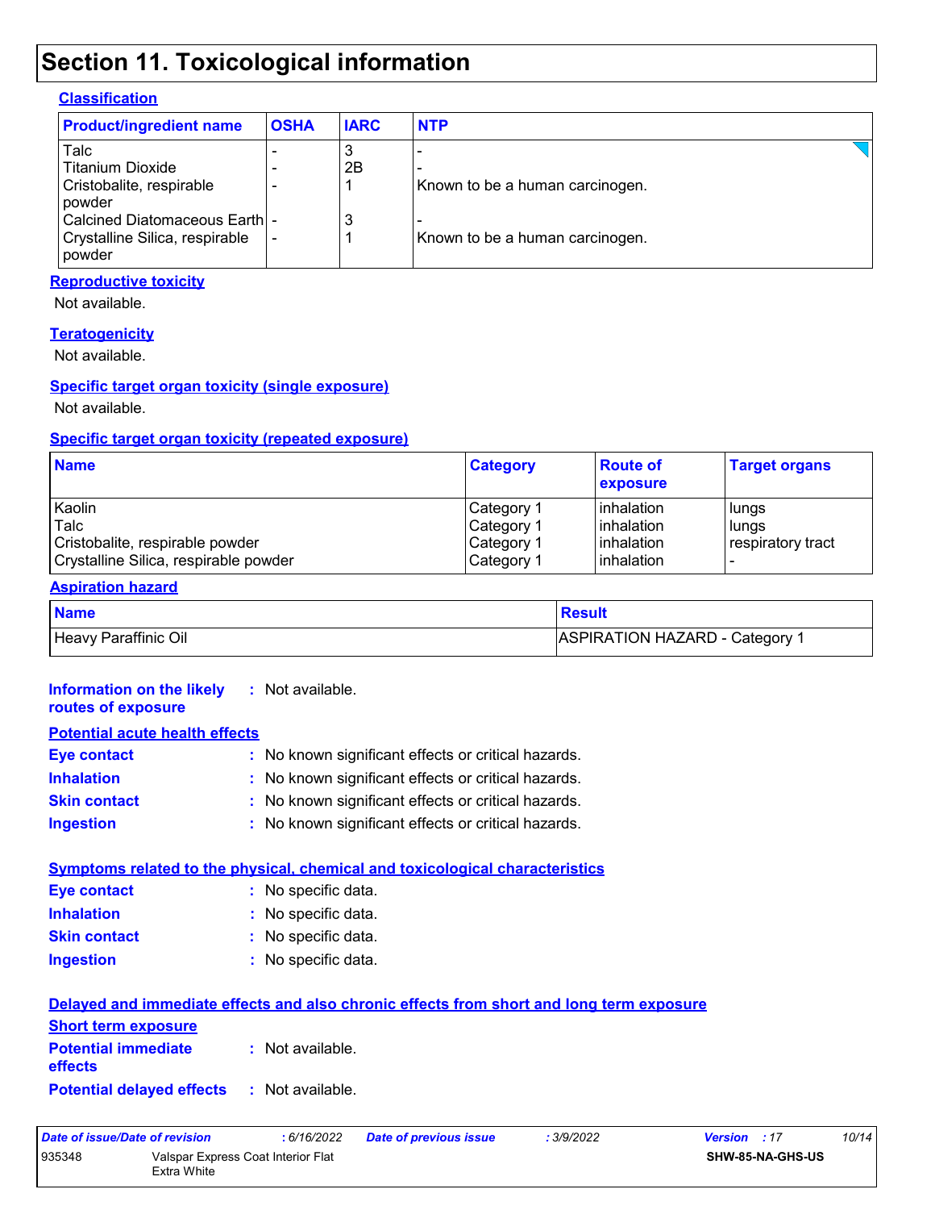# Section 11. Toxicological information

### Classification

| Product/ingredient name | OSHA | IARC | NTP |
|---|---|---|---|
| Talc | - | 3 | - |
| Titanium Dioxide | - | 2B | - |
| Cristobalite, respirable powder | - | 1 | Known to be a human carcinogen. |
| Calcined Diatomaceous Earth | - | 3 | - |
| Crystalline Silica, respirable powder | - | 1 | Known to be a human carcinogen. |

### Reproductive toxicity

Not available.

### Teratogenicity

Not available.

### Specific target organ toxicity (single exposure)

Not available.

### Specific target organ toxicity (repeated exposure)

| Name | Category | Route of exposure | Target organs |
|---|---|---|---|
| Kaolin | Category 1 | inhalation | lungs |
| Talc | Category 1 | inhalation | lungs |
| Cristobalite, respirable powder | Category 1 | inhalation | respiratory tract |
| Crystalline Silica, respirable powder | Category 1 | inhalation | - |

### Aspiration hazard

| Name | Result |
|---|---|
| Heavy Paraffinic Oil | ASPIRATION HAZARD - Category 1 |

**Information on the likely routes of exposure** : Not available.

### Potential acute health effects

**Eye contact** : No known significant effects or critical hazards.

**Inhalation** : No known significant effects or critical hazards.

**Skin contact** : No known significant effects or critical hazards.

**Ingestion** : No known significant effects or critical hazards.

### Symptoms related to the physical, chemical and toxicological characteristics

**Eye contact** : No specific data.

**Inhalation** : No specific data.

**Skin contact** : No specific data.

**Ingestion** : No specific data.

### Delayed and immediate effects and also chronic effects from short and long term exposure

### Short term exposure

**Potential immediate effects** : Not available.

**Potential delayed effects** : Not available.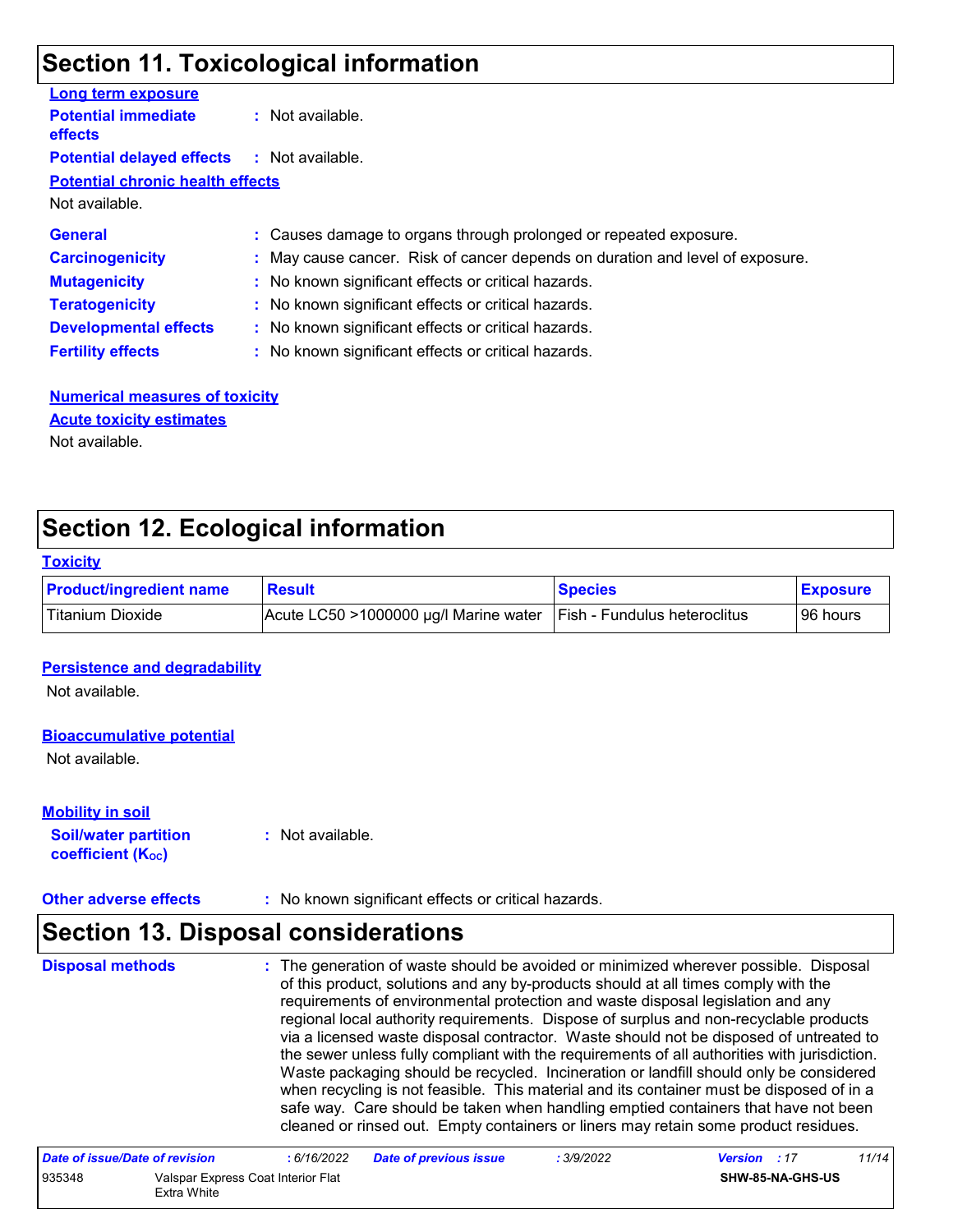## Section 11. Toxicological information

**Long term exposure**

**Potential immediate effects** : Not available.

**Potential delayed effects** : Not available.

**Potential chronic health effects**

Not available.

**General** : Causes damage to organs through prolonged or repeated exposure.

**Carcinogenicity** : May cause cancer. Risk of cancer depends on duration and level of exposure.

**Mutagenicity** : No known significant effects or critical hazards.

**Teratogenicity** : No known significant effects or critical hazards.

**Developmental effects** : No known significant effects or critical hazards.

**Fertility effects** : No known significant effects or critical hazards.

**Numerical measures of toxicity**

**Acute toxicity estimates**

Not available.

## Section 12. Ecological information

**Toxicity**

| Product/ingredient name | Result | Species | Exposure |
|---|---|---|---|
| Titanium Dioxide | Acute LC50 >1000000 µg/l Marine water | Fish - Fundulus heteroclitus | 96 hours |

**Persistence and degradability**

Not available.

**Bioaccumulative potential**

Not available.

**Mobility in soil**

**Soil/water partition coefficient ($K_{OC}$)** : Not available.

**Other adverse effects** : No known significant effects or critical hazards.

## Section 13. Disposal considerations

**Disposal methods** : The generation of waste should be avoided or minimized wherever possible. Disposal of this product, solutions and any by-products should at all times comply with the requirements of environmental protection and waste disposal legislation and any regional local authority requirements. Dispose of surplus and non-recyclable products via a licensed waste disposal contractor. Waste should not be disposed of untreated to the sewer unless fully compliant with the requirements of all authorities with jurisdiction. Waste packaging should be recycled. Incineration or landfill should only be considered when recycling is not feasible. This material and its container must be disposed of in a safe way. Care should be taken when handling emptied containers that have not been cleaned or rinsed out. Empty containers or liners may retain some product residues.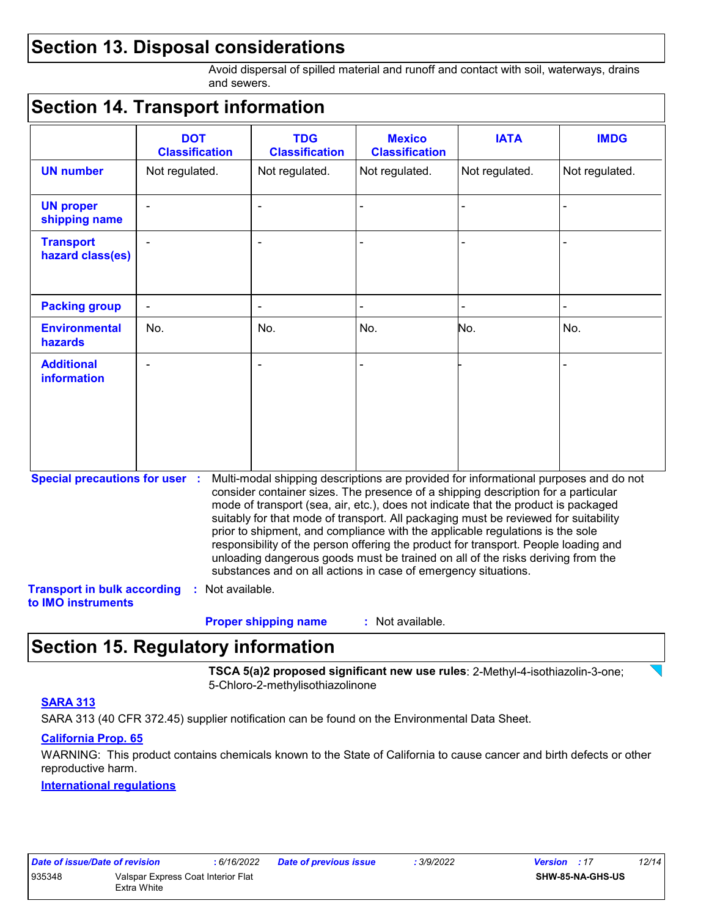## Section 13. Disposal considerations

Avoid dispersal of spilled material and runoff and contact with soil, waterways, drains and sewers.

## Section 14. Transport information

| | DOT Classification | TDG Classification | Mexico Classification | IATA | IMDG |
|---|---|---|---|---|---|
| **UN number** | Not regulated. | Not regulated. | Not regulated. | Not regulated. | Not regulated. |
| **UN proper shipping name** | - | - | - | - | - |
| **Transport hazard class(es)** | - | - | - | - | - |
| **Packing group** | - | - | - | - | - |
| **Environmental hazards** | No. | No. | No. | No. | No. |
| **Additional information** | - | - | - | - | - |

**Special precautions for user** : Multi-modal shipping descriptions are provided for informational purposes and do not consider container sizes. The presence of a shipping description for a particular mode of transport (sea, air, etc.), does not indicate that the product is packaged suitably for that mode of transport. All packaging must be reviewed for suitability prior to shipment, and compliance with the applicable regulations is the sole responsibility of the person offering the product for transport. People loading and unloading dangerous goods must be trained on all of the risks deriving from the substances and on all actions in case of emergency situations.

**Transport in bulk according to IMO instruments** : Not available.

**Proper shipping name** : Not available.

## Section 15. Regulatory information

**TSCA 5(a)2 proposed significant new use rules**: 2-Methyl-4-isothiazolin-3-one; 5-Chloro-2-methylisothiazolinone

### SARA 313

SARA 313 (40 CFR 372.45) supplier notification can be found on the Environmental Data Sheet.

### California Prop. 65

WARNING: This product contains chemicals known to the State of California to cause cancer and birth defects or other reproductive harm.

### International regulations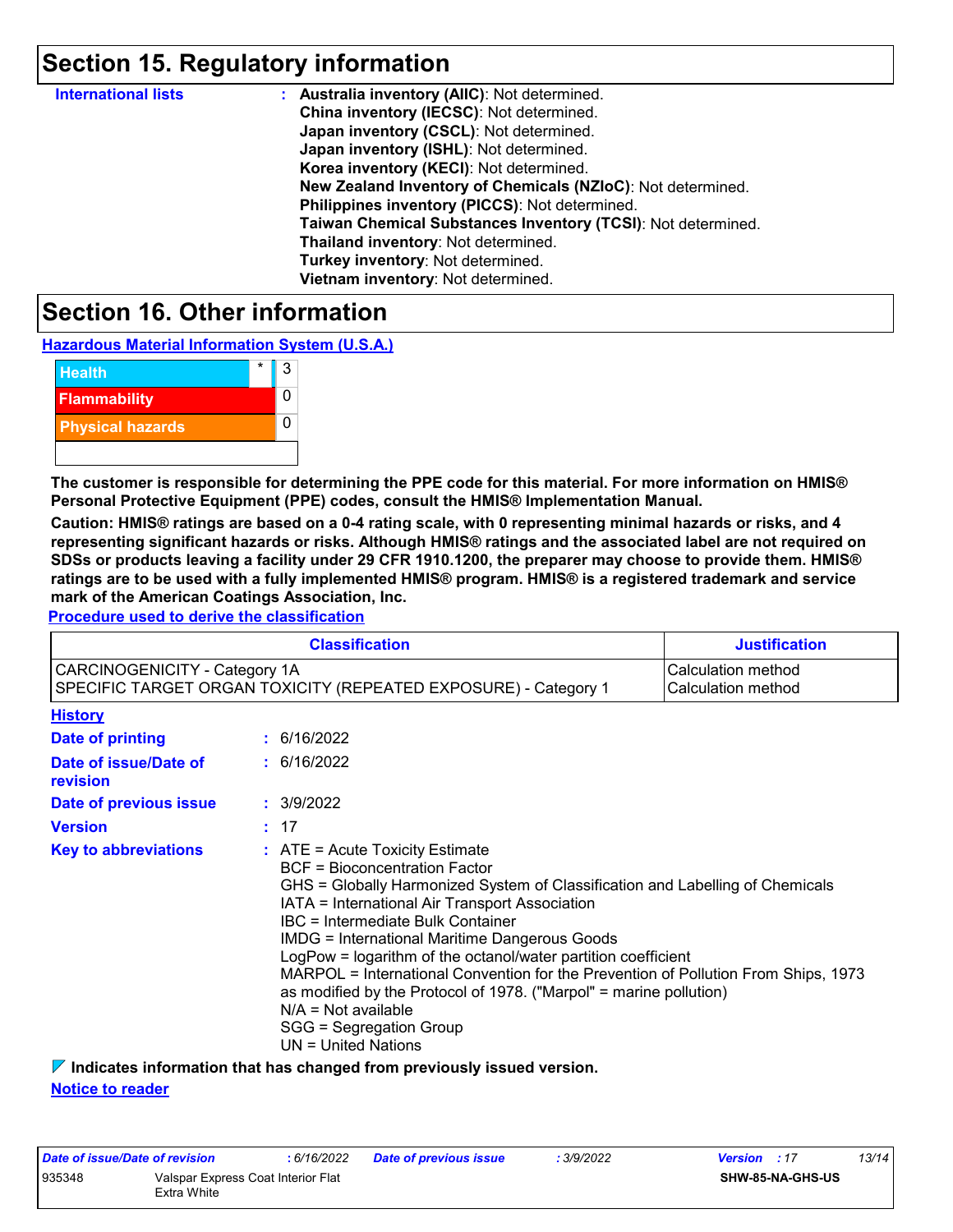## Section 15. Regulatory information

**International lists** : **Australia inventory (AIIC)**: Not determined.
**China inventory (IECSC)**: Not determined.
**Japan inventory (CSCL)**: Not determined.
**Japan inventory (ISHL)**: Not determined.
**Korea inventory (KECI)**: Not determined.
**New Zealand Inventory of Chemicals (NZIoC)**: Not determined.
**Philippines inventory (PICCS)**: Not determined.
**Taiwan Chemical Substances Inventory (TCSI)**: Not determined.
**Thailand inventory**: Not determined.
**Turkey inventory**: Not determined.
**Vietnam inventory**: Not determined.

## Section 16. Other information

**Hazardous Material Information System (U.S.A.)**

| | | |
|---|---|---|
| Health | * | 3 |
| Flammability | | 0 |
| Physical hazards | | 0 |
| | | |

**The customer is responsible for determining the PPE code for this material. For more information on HMIS® Personal Protective Equipment (PPE) codes, consult the HMIS® Implementation Manual.**

**Caution: HMIS® ratings are based on a 0-4 rating scale, with 0 representing minimal hazards or risks, and 4 representing significant hazards or risks. Although HMIS® ratings and the associated label are not required on SDSs or products leaving a facility under 29 CFR 1910.1200, the preparer may choose to provide them. HMIS® ratings are to be used with a fully implemented HMIS® program. HMIS® is a registered trademark and service mark of the American Coatings Association, Inc.**

**Procedure used to derive the classification**

| Classification | Justification |
|---|---|
| CARCINOGENICITY - Category 1A<br>SPECIFIC TARGET ORGAN TOXICITY (REPEATED EXPOSURE) - Category 1 | Calculation method<br>Calculation method |

**History**

**Date of printing** : 6/16/2022

**Date of issue/Date of revision** : 6/16/2022

**Date of previous issue** : 3/9/2022

**Version** : 17

**Key to abbreviations** : ATE = Acute Toxicity Estimate
BCF = Bioconcentration Factor
GHS = Globally Harmonized System of Classification and Labelling of Chemicals
IATA = International Air Transport Association
IBC = Intermediate Bulk Container
IMDG = International Maritime Dangerous Goods
LogPow = logarithm of the octanol/water partition coefficient
MARPOL = International Convention for the Prevention of Pollution From Ships, 1973 as modified by the Protocol of 1978. ("Marpol" = marine pollution)
N/A = Not available
SGG = Segregation Group
UN = United Nations

**Indicates information that has changed from previously issued version.**

**Notice to reader**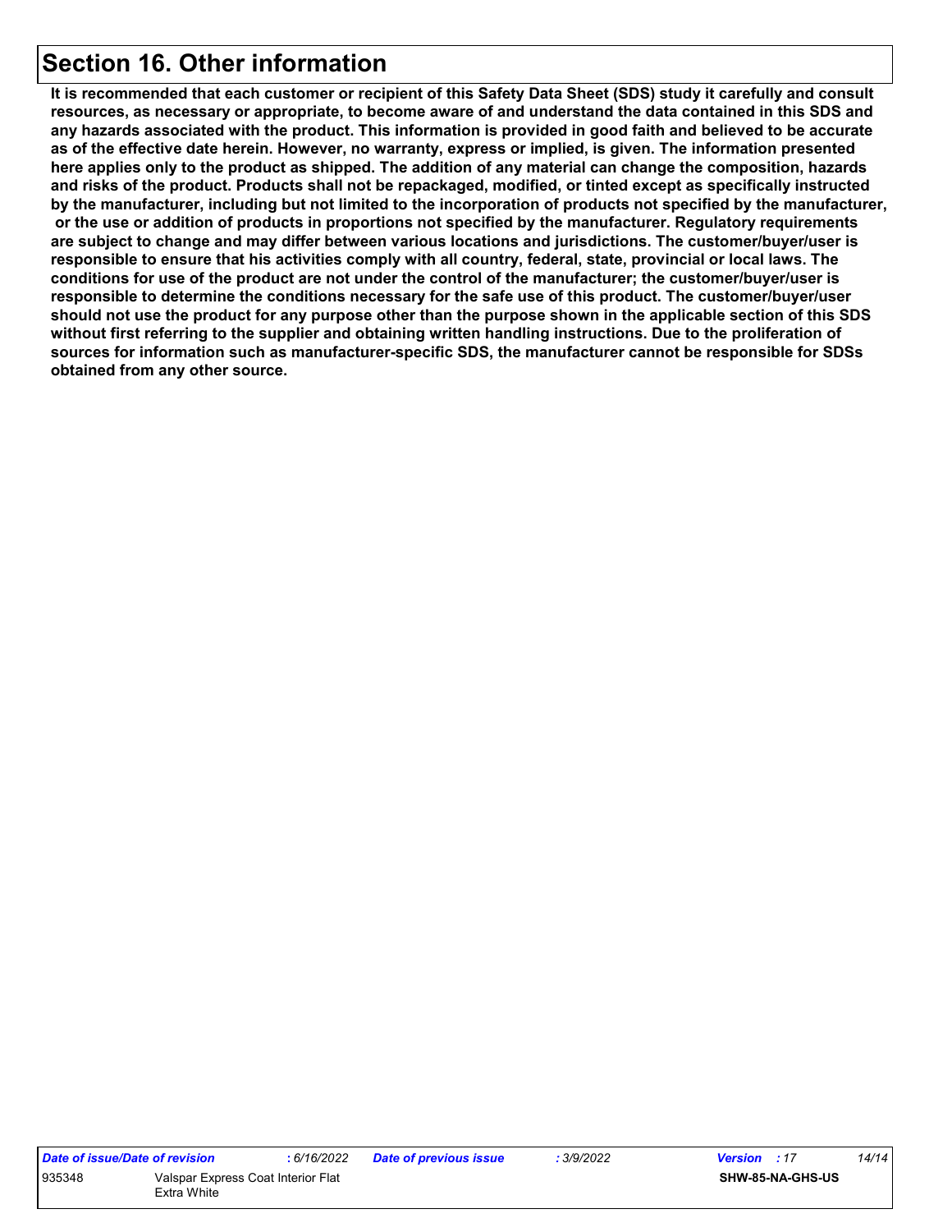## Section 16. Other information

**It is recommended that each customer or recipient of this Safety Data Sheet (SDS) study it carefully and consult resources, as necessary or appropriate, to become aware of and understand the data contained in this SDS and any hazards associated with the product. This information is provided in good faith and believed to be accurate as of the effective date herein. However, no warranty, express or implied, is given. The information presented here applies only to the product as shipped. The addition of any material can change the composition, hazards and risks of the product. Products shall not be repackaged, modified, or tinted except as specifically instructed by the manufacturer, including but not limited to the incorporation of products not specified by the manufacturer, or the use or addition of products in proportions not specified by the manufacturer. Regulatory requirements are subject to change and may differ between various locations and jurisdictions. The customer/buyer/user is responsible to ensure that his activities comply with all country, federal, state, provincial or local laws. The conditions for use of the product are not under the control of the manufacturer; the customer/buyer/user is responsible to determine the conditions necessary for the safe use of this product. The customer/buyer/user should not use the product for any purpose other than the purpose shown in the applicable section of this SDS without first referring to the supplier and obtaining written handling instructions. Due to the proliferation of sources for information such as manufacturer-specific SDS, the manufacturer cannot be responsible for SDSs obtained from any other source.**